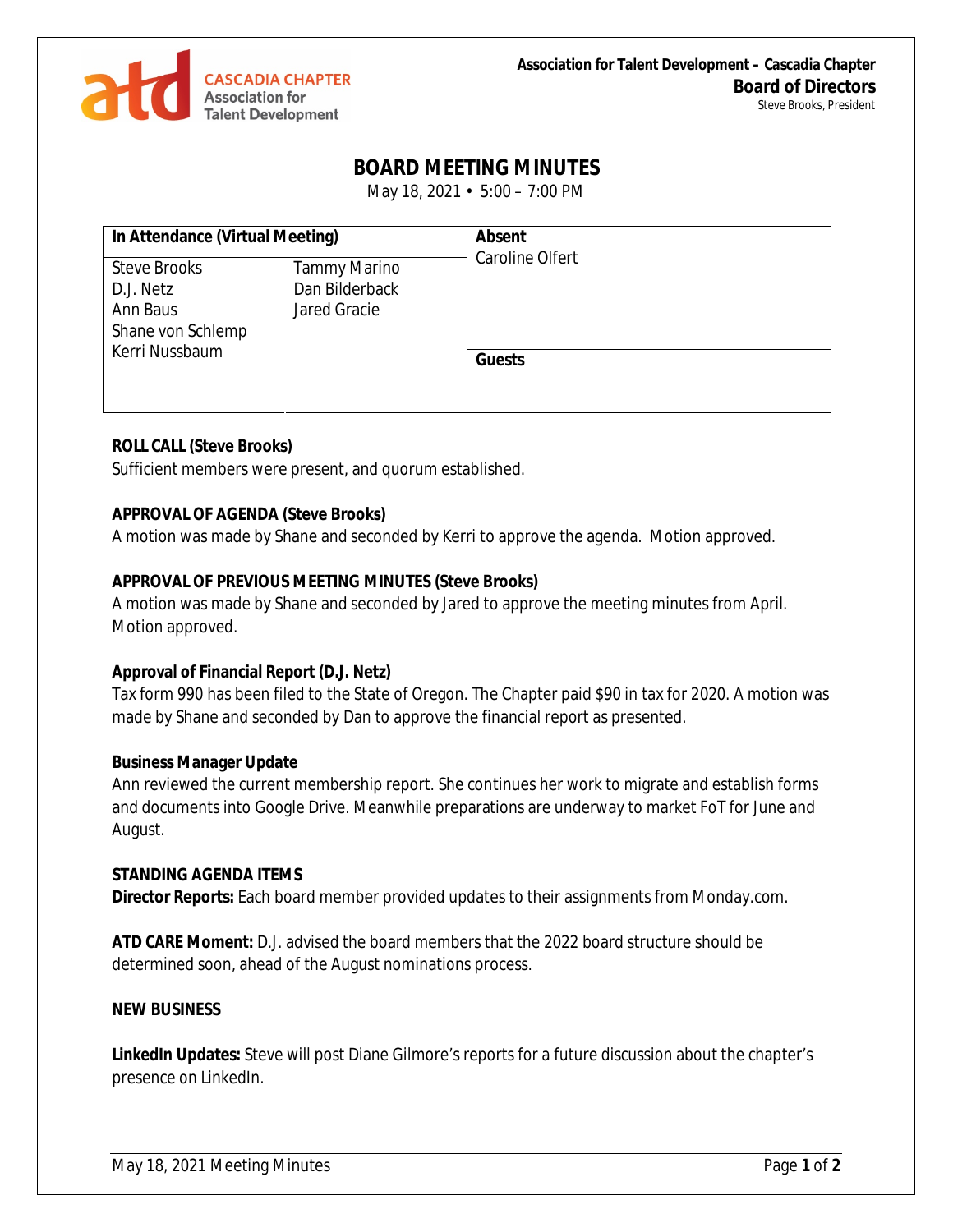**Association for Talent Development – Cascadia Chapter**
**Board of Directors**
Steve Brooks, President

# BOARD MEETING MINUTES

May 18, 2021 • 5:00 – 7:00 PM

| In Attendance (Virtual Meeting) | | Absent |
|---|---|---|
| Steve Brooks | Tammy Marino | Caroline Olfert |
| D.J. Netz | Dan Bilderback | |
| Ann Baus | Jared Gracie | |
| Shane von Schlemp | | |
| Kerri Nussbaum | | **Guests** |

**ROLL CALL (Steve Brooks)**
Sufficient members were present, and quorum established.

**APPROVAL OF AGENDA (Steve Brooks)**
A motion was made by Shane and seconded by Kerri to approve the agenda. Motion approved.

**APPROVAL OF PREVIOUS MEETING MINUTES (Steve Brooks)**
A motion was made by Shane and seconded by Jared to approve the meeting minutes from April. Motion approved.

**Approval of Financial Report (D.J. Netz)**
Tax form 990 has been filed to the State of Oregon. The Chapter paid $90 in tax for 2020. A motion was made by Shane and seconded by Dan to approve the financial report as presented.

**Business Manager Update**
Ann reviewed the current membership report. She continues her work to migrate and establish forms and documents into Google Drive. Meanwhile preparations are underway to market FoT for June and August.

**STANDING AGENDA ITEMS**
**Director Reports:** Each board member provided updates to their assignments from Monday.com.

**ATD CARE Moment:** D.J. advised the board members that the 2022 board structure should be determined soon, ahead of the August nominations process.

**NEW BUSINESS**

**LinkedIn Updates:** Steve will post Diane Gilmore's reports for a future discussion about the chapter's presence on LinkedIn.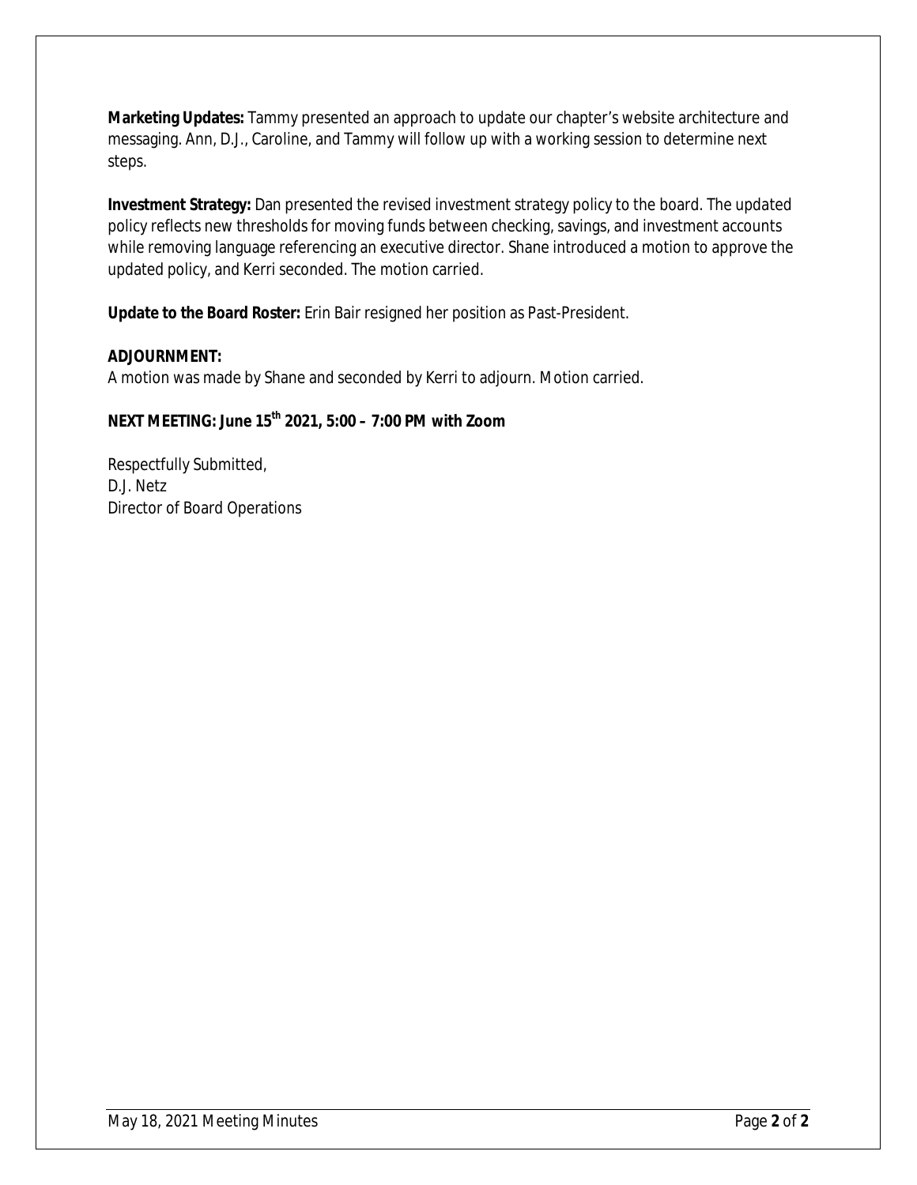**Marketing Updates:** Tammy presented an approach to update our chapter's website architecture and messaging. Ann, D.J., Caroline, and Tammy will follow up with a working session to determine next steps.

**Investment Strategy:** Dan presented the revised investment strategy policy to the board. The updated policy reflects new thresholds for moving funds between checking, savings, and investment accounts while removing language referencing an executive director. Shane introduced a motion to approve the updated policy, and Kerri seconded. The motion carried.

**Update to the Board Roster:** Erin Bair resigned her position as Past-President.

**ADJOURNMENT:**
A motion was made by Shane and seconded by Kerri to adjourn. Motion carried.

**NEXT MEETING: June 15th 2021, 5:00 – 7:00 PM with Zoom**

Respectfully Submitted,
D.J. Netz
Director of Board Operations